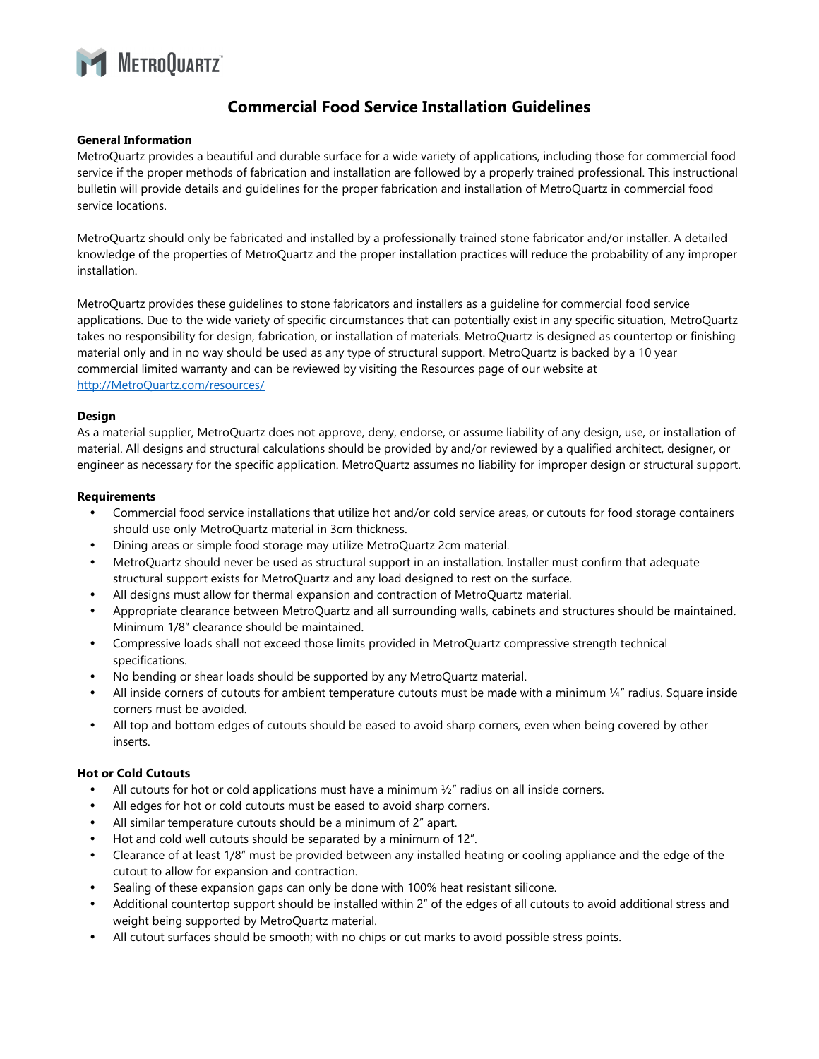# Commercial Food Service Installation Guidelines

**General Information**

MetroQuartz provides a beautiful and durable surface for a wide variety of applications, including those for commercial food service if the proper methods of fabrication and installation are followed by a properly trained professional. This instructional bulletin will provide details and guidelines for the proper fabrication and installation of MetroQuartz in commercial food service locations.

MetroQuartz should only be fabricated and installed by a professionally trained stone fabricator and/or installer. A detailed knowledge of the properties of MetroQuartz and the proper installation practices will reduce the probability of any improper installation.

MetroQuartz provides these guidelines to stone fabricators and installers as a guideline for commercial food service applications. Due to the wide variety of specific circumstances that can potentially exist in any specific situation, MetroQuartz takes no responsibility for design, fabrication, or installation of materials. MetroQuartz is designed as countertop or finishing material only and in no way should be used as any type of structural support. MetroQuartz is backed by a 10 year commercial limited warranty and can be reviewed by visiting the Resources page of our website at [http://MetroQuartz.com/resources/](http://MetroQuartz.com/resources/)

**Design**

As a material supplier, MetroQuartz does not approve, deny, endorse, or assume liability of any design, use, or installation of material. All designs and structural calculations should be provided by and/or reviewed by a qualified architect, designer, or engineer as necessary for the specific application. MetroQuartz assumes no liability for improper design or structural support.

**Requirements**

- Commercial food service installations that utilize hot and/or cold service areas, or cutouts for food storage containers should use only MetroQuartz material in 3cm thickness.
- Dining areas or simple food storage may utilize MetroQuartz 2cm material.
- MetroQuartz should never be used as structural support in an installation. Installer must confirm that adequate structural support exists for MetroQuartz and any load designed to rest on the surface.
- All designs must allow for thermal expansion and contraction of MetroQuartz material.
- Appropriate clearance between MetroQuartz and all surrounding walls, cabinets and structures should be maintained. Minimum 1/8" clearance should be maintained.
- Compressive loads shall not exceed those limits provided in MetroQuartz compressive strength technical specifications.
- No bending or shear loads should be supported by any MetroQuartz material.
- All inside corners of cutouts for ambient temperature cutouts must be made with a minimum ¼" radius. Square inside corners must be avoided.
- All top and bottom edges of cutouts should be eased to avoid sharp corners, even when being covered by other inserts.

**Hot or Cold Cutouts**

- All cutouts for hot or cold applications must have a minimum ½" radius on all inside corners.
- All edges for hot or cold cutouts must be eased to avoid sharp corners.
- All similar temperature cutouts should be a minimum of 2" apart.
- Hot and cold well cutouts should be separated by a minimum of 12".
- Clearance of at least 1/8" must be provided between any installed heating or cooling appliance and the edge of the cutout to allow for expansion and contraction.
- Sealing of these expansion gaps can only be done with 100% heat resistant silicone.
- Additional countertop support should be installed within 2" of the edges of all cutouts to avoid additional stress and weight being supported by MetroQuartz material.
- All cutout surfaces should be smooth; with no chips or cut marks to avoid possible stress points.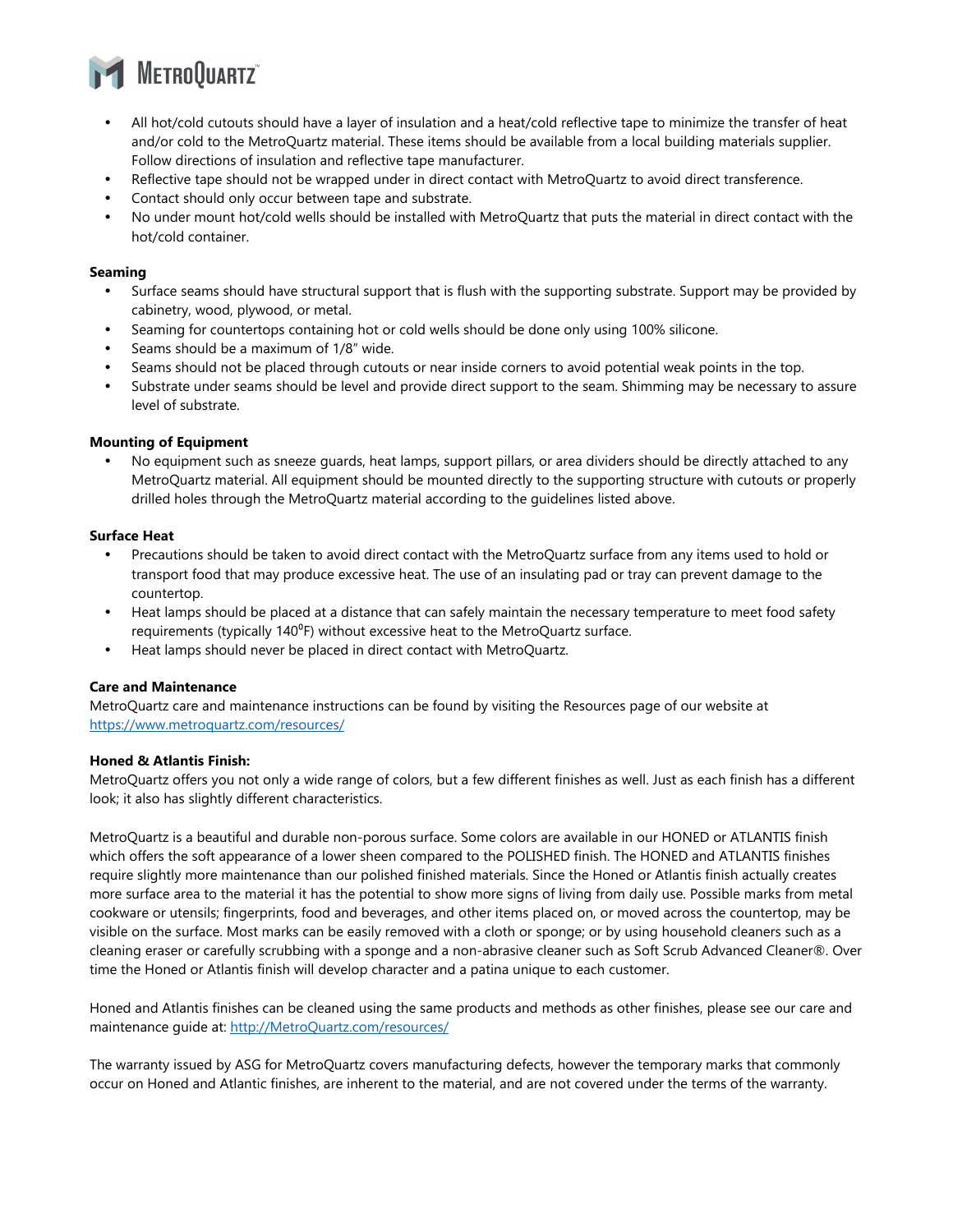- All hot/cold cutouts should have a layer of insulation and a heat/cold reflective tape to minimize the transfer of heat and/or cold to the MetroQuartz material. These items should be available from a local building materials supplier. Follow directions of insulation and reflective tape manufacturer.
- Reflective tape should not be wrapped under in direct contact with MetroQuartz to avoid direct transference.
- Contact should only occur between tape and substrate.
- No under mount hot/cold wells should be installed with MetroQuartz that puts the material in direct contact with the hot/cold container.

**Seaming**

- Surface seams should have structural support that is flush with the supporting substrate. Support may be provided by cabinetry, wood, plywood, or metal.
- Seaming for countertops containing hot or cold wells should be done only using 100% silicone.
- Seams should be a maximum of 1/8" wide.
- Seams should not be placed through cutouts or near inside corners to avoid potential weak points in the top.
- Substrate under seams should be level and provide direct support to the seam. Shimming may be necessary to assure level of substrate.

**Mounting of Equipment**

- No equipment such as sneeze guards, heat lamps, support pillars, or area dividers should be directly attached to any MetroQuartz material. All equipment should be mounted directly to the supporting structure with cutouts or properly drilled holes through the MetroQuartz material according to the guidelines listed above.

**Surface Heat**

- Precautions should be taken to avoid direct contact with the MetroQuartz surface from any items used to hold or transport food that may produce excessive heat. The use of an insulating pad or tray can prevent damage to the countertop.
- Heat lamps should be placed at a distance that can safely maintain the necessary temperature to meet food safety requirements (typically 140°F) without excessive heat to the MetroQuartz surface.
- Heat lamps should never be placed in direct contact with MetroQuartz.

**Care and Maintenance**

MetroQuartz care and maintenance instructions can be found by visiting the Resources page of our website at https://www.metroquartz.com/resources/

**Honed & Atlantis Finish:**

MetroQuartz offers you not only a wide range of colors, but a few different finishes as well. Just as each finish has a different look; it also has slightly different characteristics.

MetroQuartz is a beautiful and durable non-porous surface. Some colors are available in our HONED or ATLANTIS finish which offers the soft appearance of a lower sheen compared to the POLISHED finish. The HONED and ATLANTIS finishes require slightly more maintenance than our polished finished materials. Since the Honed or Atlantis finish actually creates more surface area to the material it has the potential to show more signs of living from daily use. Possible marks from metal cookware or utensils; fingerprints, food and beverages, and other items placed on, or moved across the countertop, may be visible on the surface. Most marks can be easily removed with a cloth or sponge; or by using household cleaners such as a cleaning eraser or carefully scrubbing with a sponge and a non-abrasive cleaner such as Soft Scrub Advanced Cleaner®. Over time the Honed or Atlantis finish will develop character and a patina unique to each customer.

Honed and Atlantis finishes can be cleaned using the same products and methods as other finishes, please see our care and maintenance guide at: http://MetroQuartz.com/resources/

The warranty issued by ASG for MetroQuartz covers manufacturing defects, however the temporary marks that commonly occur on Honed and Atlantic finishes, are inherent to the material, and are not covered under the terms of the warranty.